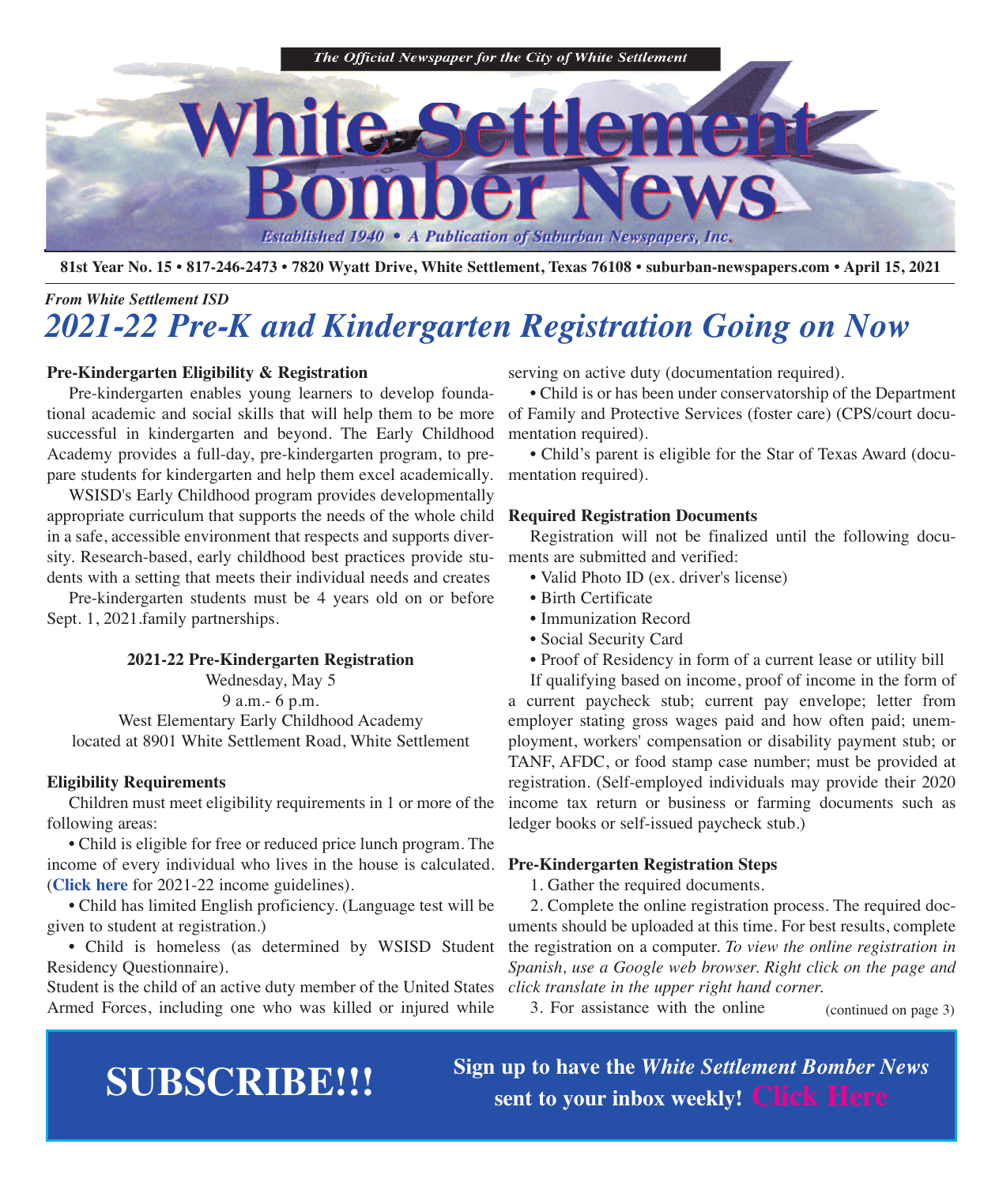The Official Newspaper for the City of White Settlement

# White Settlement Bomber News

*Established 1940 • A Publication of Suburban Newspapers, Inc.*

**81st Year No. 15 • 817-246-2473 • 7820 Wyatt Drive, White Settlement, Texas 76108 • suburban-newspapers.com • April 15, 2021**

***From White Settlement ISD***

## *2021-22 Pre-K and Kindergarten Registration Going on Now*

**Pre-Kindergarten Eligibility & Registration**

Pre-kindergarten enables young learners to develop foundational academic and social skills that will help them to be more successful in kindergarten and beyond. The Early Childhood Academy provides a full-day, pre-kindergarten program, to prepare students for kindergarten and help them excel academically.

WSISD's Early Childhood program provides developmentally appropriate curriculum that supports the needs of the whole child in a safe, accessible environment that respects and supports diversity. Research-based, early childhood best practices provide students with a setting that meets their individual needs and creates

Pre-kindergarten students must be 4 years old on or before Sept. 1, 2021.family partnerships.

**2021-22 Pre-Kindergarten Registration**
Wednesday, May 5
9 a.m.- 6 p.m.
West Elementary Early Childhood Academy
located at 8901 White Settlement Road, White Settlement

**Eligibility Requirements**

Children must meet eligibility requirements in 1 or more of the following areas:

- Child is eligible for free or reduced price lunch program. The income of every individual who lives in the house is calculated. (**Click here** for 2021-22 income guidelines).
- Child has limited English proficiency. (Language test will be given to student at registration.)
- Child is homeless (as determined by WSISD Student Residency Questionnaire).

Student is the child of an active duty member of the United States Armed Forces, including one who was killed or injured while serving on active duty (documentation required).

- Child is or has been under conservatorship of the Department of Family and Protective Services (foster care) (CPS/court documentation required).
- Child's parent is eligible for the Star of Texas Award (documentation required).

**Required Registration Documents**

Registration will not be finalized until the following documents are submitted and verified:

- Valid Photo ID (ex. driver's license)
- Birth Certificate
- Immunization Record
- Social Security Card
- Proof of Residency in form of a current lease or utility bill

If qualifying based on income, proof of income in the form of a current paycheck stub; current pay envelope; letter from employer stating gross wages paid and how often paid; unemployment, workers' compensation or disability payment stub; or TANF, AFDC, or food stamp case number; must be provided at registration. (Self-employed individuals may provide their 2020 income tax return or business or farming documents such as ledger books or self-issued paycheck stub.)

**Pre-Kindergarten Registration Steps**

1. Gather the required documents.
2. Complete the online registration process. The required documents should be uploaded at this time. For best results, complete the registration on a computer. *To view the online registration in Spanish, use a Google web browser. Right click on the page and click translate in the upper right hand corner.*
3. For assistance with the online

(continued on page 3)

**SUBSCRIBE!!!**

**Sign up to have the *White Settlement Bomber News* sent to your inbox weekly! Click Here**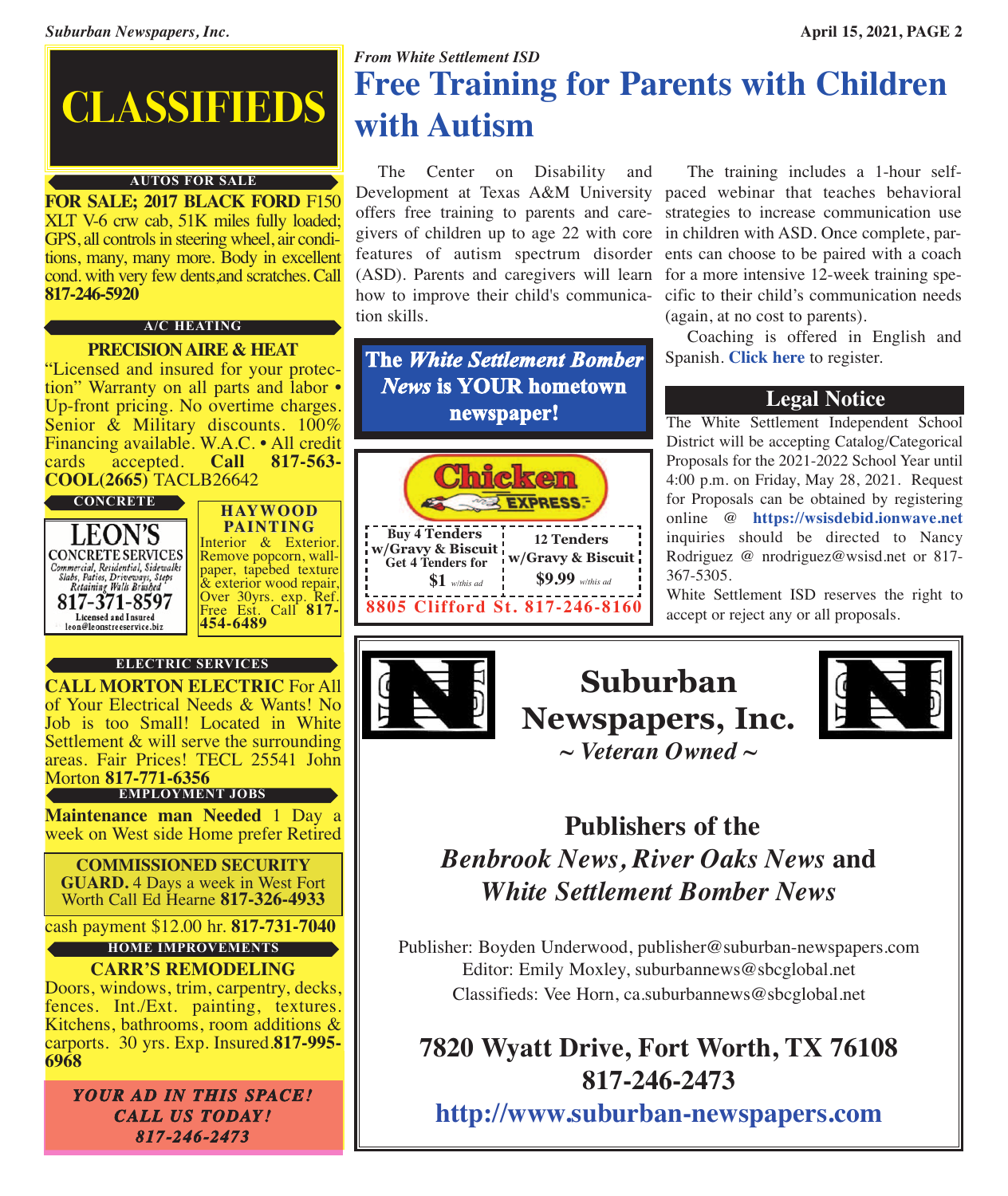# CLASSIFIEDS

### AUTOS FOR SALE

**FOR SALE; 2017 BLACK FORD** F150 XLT V-6 crw cab, 51K miles fully loaded; GPS, all controls in steering wheel, air conditions, many, many more. Body in excellent cond. with very few dents,and scratches. Call **817-246-5920**

### A/C HEATING

**PRECISION AIRE & HEAT**

"Licensed and insured for your protection" Warranty on all parts and labor • Up-front pricing. No overtime charges. Senior & Military discounts. 100% Financing available. W.A.C. • All credit cards accepted. **Call 817-563-COOL(2665)** TACLB26642

### CONCRETE

**LEON'S CONCRETE SERVICES**
Commercial, Residential, Sidewalks
Slabs, Patios, Driveways, Steps
Retaining Walls Brushed
**817-371-8597**
Licensed and Insured
leon@leonstreeservice.biz

**HAYWOOD PAINTING**

Interior & Exterior. Remove popcorn, wallpaper, tapebed texture & exterior wood repair, Over 30yrs. exp. Ref. Free Est. Call **817-454-6489**

### ELECTRIC SERVICES

**CALL MORTON ELECTRIC** For All of Your Electrical Needs & Wants! No Job is too Small! Located in White Settlement & will serve the surrounding areas. Fair Prices! TECL 25541 John Morton **817-771-6356**

### EMPLOYMENT JOBS

**Maintenance man Needed** 1 Day a week on West side Home prefer Retired cash payment $12.00 hr. **817-731-7040**

**COMMISSIONED SECURITY GUARD.** 4 Days a week in West Fort Worth Call Ed Hearne **817-326-4933**

### HOME IMPROVEMENTS

**CARR'S REMODELING**

Doors, windows, trim, carpentry, decks, fences. Int./Ext. painting, textures. Kitchens, bathrooms, room additions & carports. 30 yrs. Exp. Insured.**817-995-6968**

***YOUR AD IN THIS SPACE! CALL US TODAY! 817-246-2473***

*From White Settlement ISD*

# Free Training for Parents with Children with Autism

The Center on Disability and Development at Texas A&M University offers free training to parents and caregivers of children up to age 22 with core features of autism spectrum disorder (ASD). Parents and caregivers will learn how to improve their child's communication skills.

The training includes a 1-hour self-paced webinar that teaches behavioral strategies to increase communication use in children with ASD. Once complete, parents can choose to be paired with a coach for a more intensive 12-week training specific to their child's communication needs (again, at no cost to parents).

Coaching is offered in English and Spanish. **Click here** to register.

**The *White Settlement Bomber News* is YOUR hometown newspaper!**

**Chicken Express**

| Buy 4 Tenders w/Gravy & Biscuit Get 4 Tenders for **$1** w/this ad | 12 Tenders w/Gravy & Biscuit **$9.99** w/this ad |
|---|---|

**8805 Clifford St. 817-246-8160**

## Legal Notice

The White Settlement Independent School District will be accepting Catalog/Categorical Proposals for the 2021-2022 School Year until 4:00 p.m. on Friday, May 28, 2021. Request for Proposals can be obtained by registering online @ **https://wsisdebid.ionwave.net** inquiries should be directed to Nancy Rodriguez @ nrodriguez@wsisd.net or 817-367-5305.

White Settlement ISD reserves the right to accept or reject any or all proposals.

## Suburban Newspapers, Inc.

*~ Veteran Owned ~*

**Publishers of the *Benbrook News, River Oaks News* and *White Settlement Bomber News***

Publisher: Boyden Underwood, publisher@suburban-newspapers.com
Editor: Emily Moxley, suburbannews@sbcglobal.net
Classifieds: Vee Horn, ca.suburbannews@sbcglobal.net

**7820 Wyatt Drive, Fort Worth, TX 76108**
**817-246-2473**
**http://www.suburban-newspapers.com**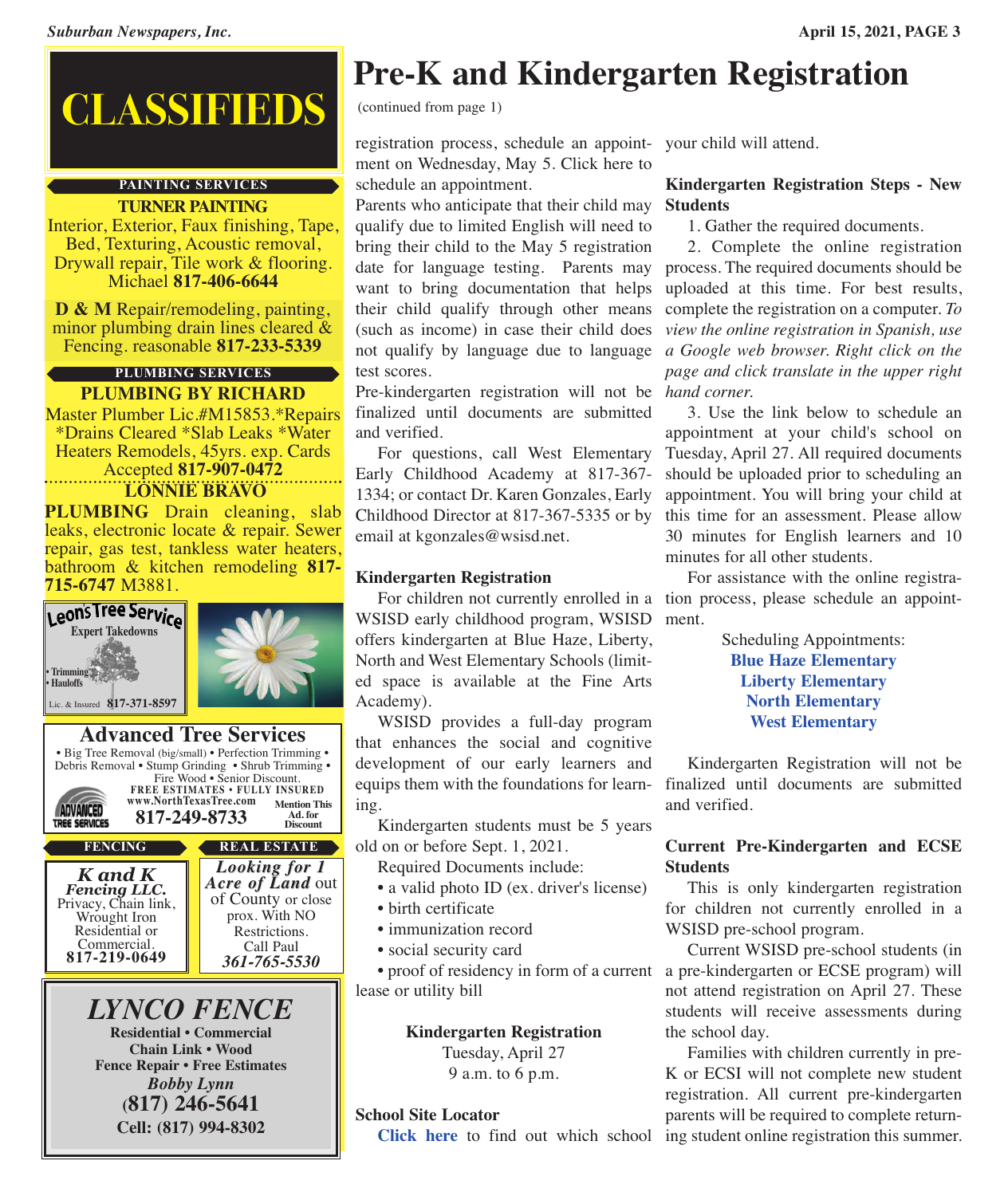# CLASSIFIEDS

**PAINTING SERVICES**

**TURNER PAINTING**
Interior, Exterior, Faux finishing, Tape, Bed, Texturing, Acoustic removal, Drywall repair, Tile work & flooring. Michael **817-406-6644**

**D & M** Repair/remodeling, painting, minor plumbing drain lines cleared & Fencing. reasonable **817-233-5339**

**PLUMBING SERVICES**

**PLUMBING BY RICHARD**
Master Plumber Lic.#M15853.*Repairs *Drains Cleared *Slab Leaks *Water Heaters Remodels, 45yrs. exp. Cards Accepted **817-907-0472**

**LONNIE BRAVO PLUMBING** Drain cleaning, slab leaks, electronic locate & repair. Sewer repair, gas test, tankless water heaters, bathroom & kitchen remodeling **817-715-6747** M3881.

**Leon's Tree Service**
Expert Takedowns
• Trimming
• Hauloffs
Lic. & Insured **817-371-8597**

**Advanced Tree Services**
• Big Tree Removal (big/small) • Perfection Trimming • Debris Removal • Stump Grinding • Shrub Trimming • Fire Wood • Senior Discount.
**FREE ESTIMATES • FULLY INSURED**
**www.NorthTexasTree.com**
**817-249-8733**
Mention This Ad. for Discount

**FENCING**

***K and K Fencing LLC.***
Privacy, Chain link, Wrought Iron Residential or Commercial.
**817-219-0649**

**REAL ESTATE**

***Looking for 1 Acre of Land*** out of County or close prox. With NO Restrictions.
Call Paul
***361-765-5530***

***LYNCO FENCE***
**Residential • Commercial**
**Chain Link • Wood**
**Fence Repair • Free Estimates**
***Bobby Lynn***
**(817) 246-5641**
**Cell: (817) 994-8302**

# Pre-K and Kindergarten Registration

(continued from page 1)

registration process, schedule an appointment on Wednesday, May 5. Click here to schedule an appointment.

Parents who anticipate that their child may qualify due to limited English will need to bring their child to the May 5 registration date for language testing. Parents may want to bring documentation that helps their child qualify through other means (such as income) in case their child does not qualify by language due to language test scores.

Pre-kindergarten registration will not be finalized until documents are submitted and verified.

For questions, call West Elementary Early Childhood Academy at 817-367-1334; or contact Dr. Karen Gonzales, Early Childhood Director at 817-367-5335 or by email at kgonzales@wsisd.net.

### Kindergarten Registration

For children not currently enrolled in a WSISD early childhood program, WSISD offers kindergarten at Blue Haze, Liberty, North and West Elementary Schools (limited space is available at the Fine Arts Academy).

WSISD provides a full-day program that enhances the social and cognitive development of our early learners and equips them with the foundations for learning.

Kindergarten students must be 5 years old on or before Sept. 1, 2021.

Required Documents include:

- a valid photo ID (ex. driver's license)
- birth certificate
- immunization record
- social security card
- proof of residency in form of a current lease or utility bill

**Kindergarten Registration**
Tuesday, April 27
9 a.m. to 6 p.m.

### School Site Locator

**Click here** to find out which school your child will attend.

### Kindergarten Registration Steps - New Students

1. Gather the required documents.
2. Complete the online registration process. The required documents should be uploaded at this time. For best results, complete the registration on a computer. *To view the online registration in Spanish, use a Google web browser. Right click on the page and click translate in the upper right hand corner.*
3. Use the link below to schedule an appointment at your child's school on Tuesday, April 27. All required documents should be uploaded prior to scheduling an appointment. You will bring your child at this time for an assessment. Please allow 30 minutes for English learners and 10 minutes for all other students.

For assistance with the online registration process, please schedule an appointment.

Scheduling Appointments:
**Blue Haze Elementary**
**Liberty Elementary**
**North Elementary**
**West Elementary**

Kindergarten Registration will not be finalized until documents are submitted and verified.

### Current Pre-Kindergarten and ECSE Students

This is only kindergarten registration for children not currently enrolled in a WSISD pre-school program.

Current WSISD pre-school students (in a pre-kindergarten or ECSE program) will not attend registration on April 27. These students will receive assessments during the school day.

Families with children currently in pre-K or ECSI will not complete new student registration. All current pre-kindergarten parents will be required to complete returning student online registration this summer.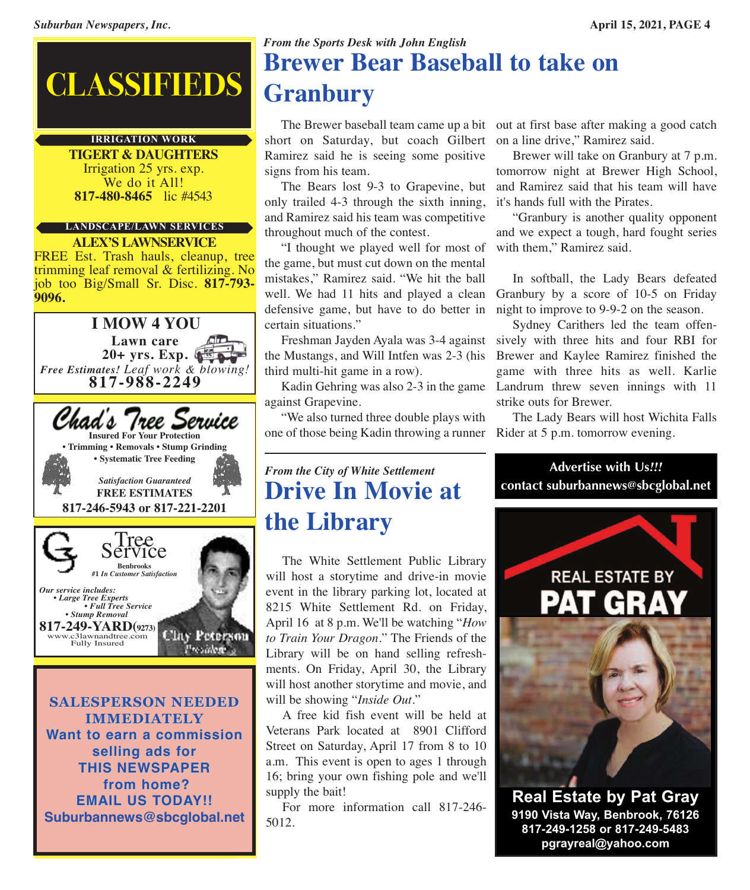# CLASSIFIEDS

**IRRIGATION WORK**

**TIGERT & DAUGHTERS**
Irrigation 25 yrs. exp.
We do it All!
**817-480-8465** lic #4543

**LANDSCAPE/LAWN SERVICES**

**ALEX'S LAWNSERVICE**
FREE Est. Trash hauls, cleanup, tree trimming leaf removal & fertilizing. No job too Big/Small Sr. Disc. **817-793-9096.**

**I MOW 4 YOU**
**Lawn care**
**20+ yrs. Exp.**
*Free Estimates! Leaf work & blowing!*
**817-988-2249**

**Chad's Tree Service**
**Insured For Your Protection**
**• Trimming • Removals • Stump Grinding**
**• Systematic Tree Feeding**
*Satisfaction Guaranteed*
**FREE ESTIMATES**
**817-246-5943 or 817-221-2201**

**C3 Tree Service**
**Benbrooks**
***#1 In Customer Satisfaction***
*Our service includes:*
*• Large Tree Experts*
*• Full Tree Service*
*• Stump Removal*
**817-249-YARD(9273)**
www.c3lawnandtree.com
Fully Insured
Clay Peterson
President

**SALESPERSON NEEDED IMMEDIATELY**
**Want to earn a commission selling ads for THIS NEWSPAPER from home?**
**EMAIL US TODAY!!**
**Suburbannews@sbcglobal.net**

*From the Sports Desk with John English*

## Brewer Bear Baseball to take on Granbury

The Brewer baseball team came up a bit short on Saturday, but coach Gilbert Ramirez said he is seeing some positive signs from his team.

The Bears lost 9-3 to Grapevine, but only trailed 4-3 through the sixth inning, and Ramirez said his team was competitive throughout much of the contest.

"I thought we played well for most of the game, but must cut down on the mental mistakes," Ramirez said. "We hit the ball well. We had 11 hits and played a clean defensive game, but have to do better in certain situations."

Freshman Jayden Ayala was 3-4 against the Mustangs, and Will Intfen was 2-3 (his third multi-hit game in a row).

Kadin Gehring was also 2-3 in the game against Grapevine.

"We also turned three double plays with one of those being Kadin throwing a runner out at first base after making a good catch on a line drive," Ramirez said.

Brewer will take on Granbury at 7 p.m. tomorrow night at Brewer High School, and Ramirez said that his team will have it's hands full with the Pirates.

"Granbury is another quality opponent and we expect a tough, hard fought series with them," Ramirez said.

In softball, the Lady Bears defeated Granbury by a score of 10-5 on Friday night to improve to 9-9-2 on the season.

Sydney Carithers led the team offensively with three hits and four RBI for Brewer and Kaylee Ramirez finished the game with three hits as well. Karlie Landrum threw seven innings with 11 strike outs for Brewer.

The Lady Bears will host Wichita Falls Rider at 5 p.m. tomorrow evening.

*From the City of White Settlement*

## Drive In Movie at the Library

The White Settlement Public Library will host a storytime and drive-in movie event in the library parking lot, located at 8215 White Settlement Rd. on Friday, April 16 at 8 p.m. We'll be watching "*How to Train Your Dragon*." The Friends of the Library will be on hand selling refreshments. On Friday, April 30, the Library will host another storytime and movie, and will be showing "*Inside Out*."

A free kid fish event will be held at Veterans Park located at 8901 Clifford Street on Saturday, April 17 from 8 to 10 a.m. This event is open to ages 1 through 16; bring your own fishing pole and we'll supply the bait!

For more information call 817-246-5012.

**Advertise with Us*!!!***
**contact suburbannews@sbcglobal.net**

**REAL ESTATE BY PAT GRAY**

**Real Estate by Pat Gray**
**9190 Vista Way, Benbrook, 76126**
**817-249-1258 or 817-249-5483**
**pgrayreal@yahoo.com**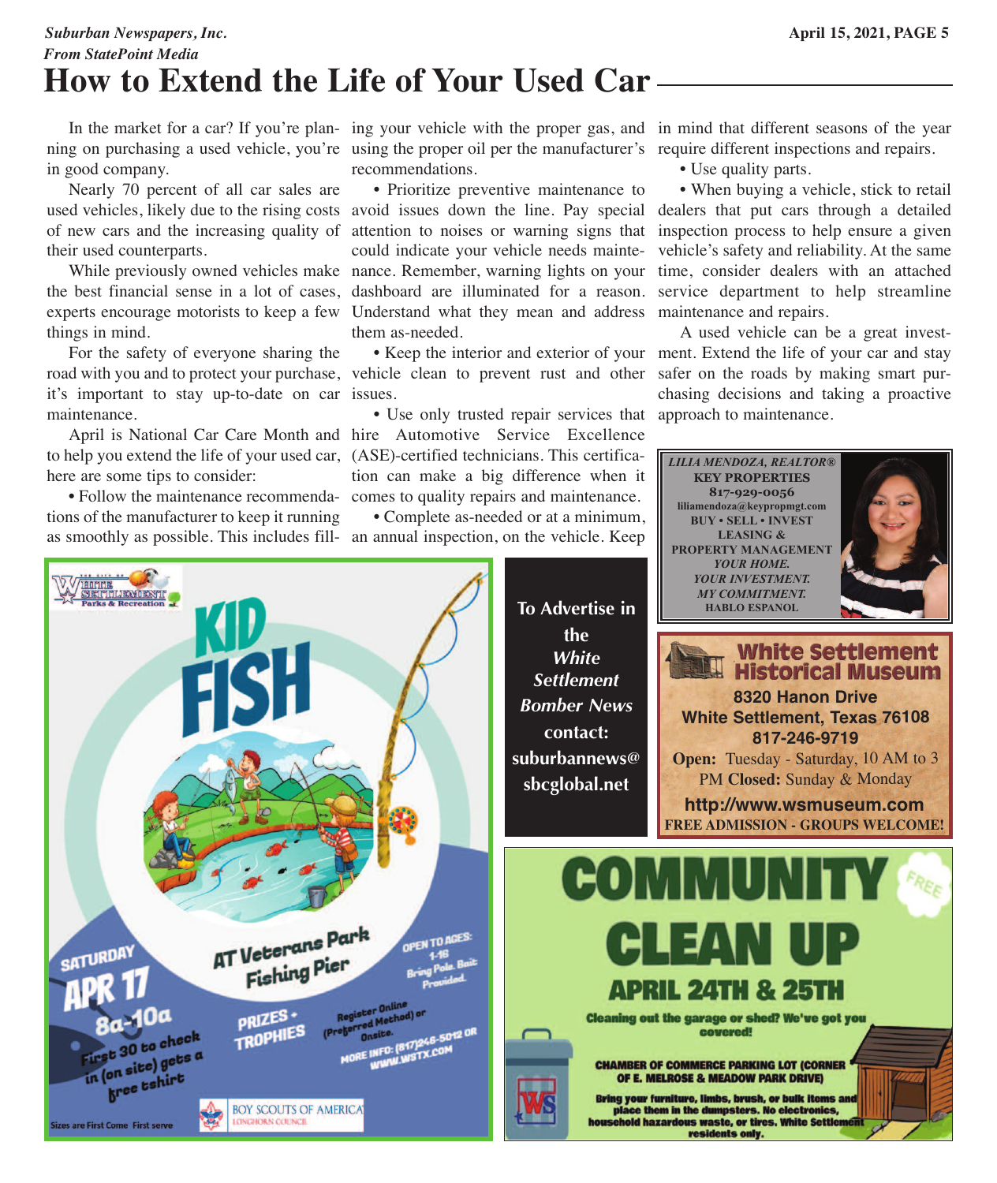*Suburban Newspapers, Inc.*
*From StatePoint Media*

# How to Extend the Life of Your Used Car

In the market for a car? If you're planning on purchasing a used vehicle, you're in good company.

Nearly 70 percent of all car sales are used vehicles, likely due to the rising costs of new cars and the increasing quality of their used counterparts.

While previously owned vehicles make the best financial sense in a lot of cases, experts encourage motorists to keep a few things in mind.

For the safety of everyone sharing the road with you and to protect your purchase, it's important to stay up-to-date on car maintenance.

April is National Car Care Month and to help you extend the life of your used car, here are some tips to consider:

• Follow the maintenance recommendations of the manufacturer to keep it running as smoothly as possible. This includes filling your vehicle with the proper gas, and using the proper oil per the manufacturer's recommendations.

• Prioritize preventive maintenance to avoid issues down the line. Pay special attention to noises or warning signs that could indicate your vehicle needs maintenance. Remember, warning lights on your dashboard are illuminated for a reason. Understand what they mean and address them as-needed.

• Keep the interior and exterior of your vehicle clean to prevent rust and other issues.

• Use only trusted repair services that hire Automotive Service Excellence (ASE)-certified technicians. This certification can make a big difference when it comes to quality repairs and maintenance.

• Complete as-needed or at a minimum, an annual inspection, on the vehicle. Keep in mind that different seasons of the year require different inspections and repairs.

• Use quality parts.

• When buying a vehicle, stick to retail dealers that put cars through a detailed inspection process to help ensure a given vehicle's safety and reliability. At the same time, consider dealers with an attached service department to help streamline maintenance and repairs.

A used vehicle can be a great investment. Extend the life of your car and stay safer on the roads by making smart purchasing decisions and taking a proactive approach to maintenance.

---

*LILIA MENDOZA, REALTOR®*
**KEY PROPERTIES**
**817-929-0056**
liliamendoza@keypropmgt.com
BUY • SELL • INVEST
LEASING &
PROPERTY MANAGEMENT
*YOUR HOME.*
*YOUR INVESTMENT.*
*MY COMMITMENT.*
HABLO ESPANOL

---

**To Advertise in the *White Settlement Bomber News* contact: suburbannews@sbcglobal.net**

---

**White Settlement Historical Museum**
**8320 Hanon Drive**
**White Settlement, Texas 76108**
**817-246-9719**
**Open:** Tuesday - Saturday, 10 AM to 3 PM **Closed:** Sunday & Monday
**http://www.wsmuseum.com**
**FREE ADMISSION - GROUPS WELCOME!**

---

White Settlement Parks & Recreation

**KID FISH**

**AT Veterans Park Fishing Pier**

SATURDAY **APR 17** **8a-10a**

First 30 to check in (on site) gets a free tshirt

PRIZES + TROPHIES

OPEN TO AGES: 1-16
Bring Pole. Bait Provided.

Register Online (Preferred Method) or Onsite.
MORE INFO: (817)246-5012 OR WWW.WSTX.COM

Sizes are First Come First serve

BOY SCOUTS OF AMERICA LONGHORN COUNCIL

---

**COMMUNITY CLEAN UP** FREE

**APRIL 24TH & 25TH**

**Cleaning out the garage or shed? We've got you covered!**

**CHAMBER OF COMMERCE PARKING LOT (CORNER OF E. MELROSE & MEADOW PARK DRIVE)**

**Bring your furniture, limbs, brush, or bulk items and place them in the dumpsters. No electronics, household hazardous waste, or tires. White Settlement residents only.**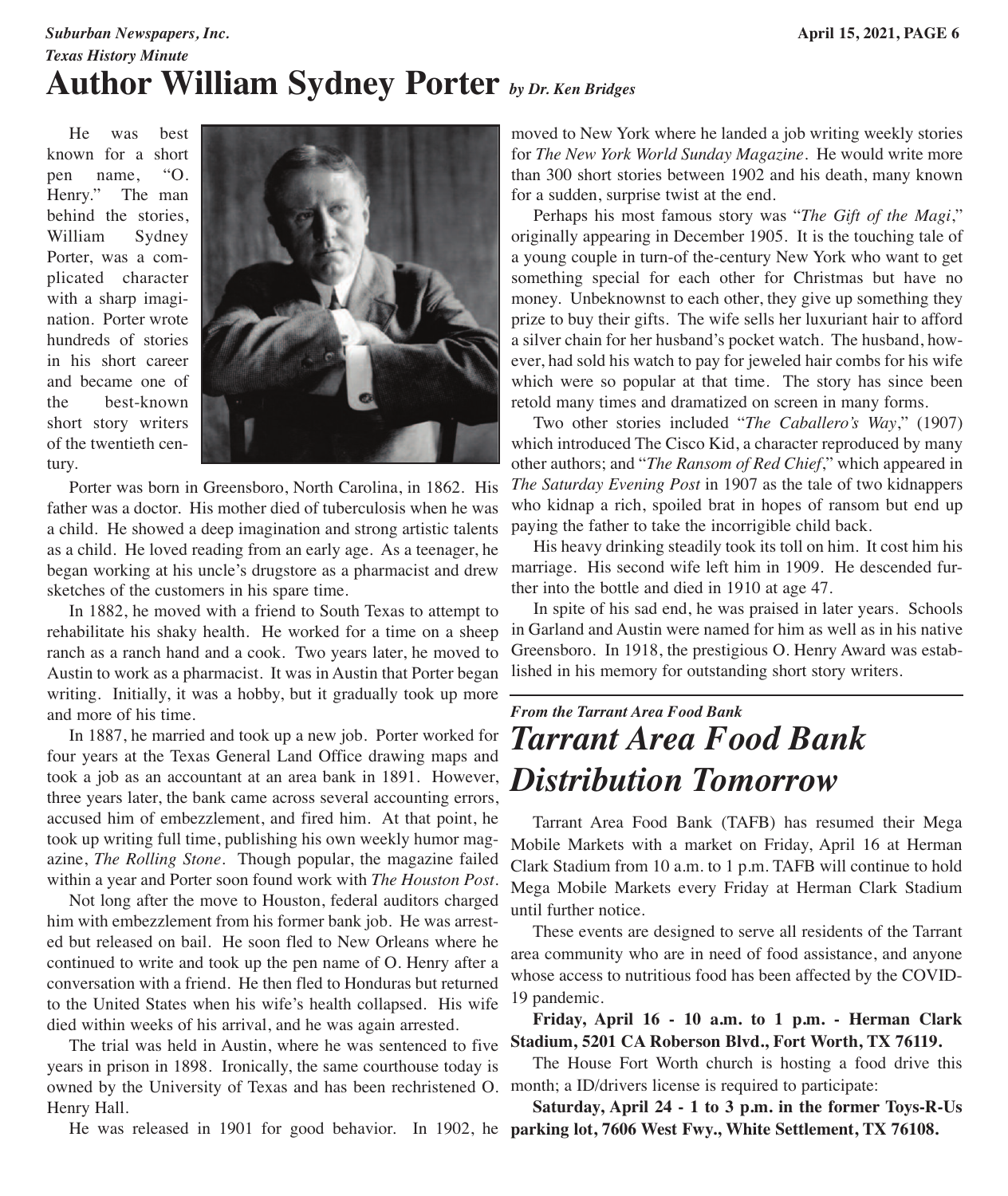*Texas History Minute*

# Author William Sydney Porter *by Dr. Ken Bridges*

He was best known for a short pen name, "O. Henry." The man behind the stories, William Sydney Porter, was a complicated character with a sharp imagination. Porter wrote hundreds of stories in his short career and became one of the best-known short story writers of the twentieth century.

Porter was born in Greensboro, North Carolina, in 1862. His father was a doctor. His mother died of tuberculosis when he was a child. He showed a deep imagination and strong artistic talents as a child. He loved reading from an early age. As a teenager, he began working at his uncle's drugstore as a pharmacist and drew sketches of the customers in his spare time.

In 1882, he moved with a friend to South Texas to attempt to rehabilitate his shaky health. He worked for a time on a sheep ranch as a ranch hand and a cook. Two years later, he moved to Austin to work as a pharmacist. It was in Austin that Porter began writing. Initially, it was a hobby, but it gradually took up more and more of his time.

In 1887, he married and took up a new job. Porter worked for four years at the Texas General Land Office drawing maps and took a job as an accountant at an area bank in 1891. However, three years later, the bank came across several accounting errors, accused him of embezzlement, and fired him. At that point, he took up writing full time, publishing his own weekly humor magazine, *The Rolling Stone*. Though popular, the magazine failed within a year and Porter soon found work with *The Houston Post*.

Not long after the move to Houston, federal auditors charged him with embezzlement from his former bank job. He was arrested but released on bail. He soon fled to New Orleans where he continued to write and took up the pen name of O. Henry after a conversation with a friend. He then fled to Honduras but returned to the United States when his wife's health collapsed. His wife died within weeks of his arrival, and he was again arrested.

The trial was held in Austin, where he was sentenced to five years in prison in 1898. Ironically, the same courthouse today is owned by the University of Texas and has been rechristened O. Henry Hall.

He was released in 1901 for good behavior. In 1902, he moved to New York where he landed a job writing weekly stories for *The New York World Sunday Magazine*. He would write more than 300 short stories between 1902 and his death, many known for a sudden, surprise twist at the end.

Perhaps his most famous story was "*The Gift of the Magi*," originally appearing in December 1905. It is the touching tale of a young couple in turn-of-the-century New York who want to get something special for each other for Christmas but have no money. Unbeknownst to each other, they give up something they prize to buy their gifts. The wife sells her luxuriant hair to afford a silver chain for her husband's pocket watch. The husband, however, had sold his watch to pay for jeweled hair combs for his wife which were so popular at that time. The story has since been retold many times and dramatized on screen in many forms.

Two other stories included "*The Caballero's Way*," (1907) which introduced The Cisco Kid, a character reproduced by many other authors; and "*The Ransom of Red Chief*," which appeared in *The Saturday Evening Post* in 1907 as the tale of two kidnappers who kidnap a rich, spoiled brat in hopes of ransom but end up paying the father to take the incorrigible child back.

His heavy drinking steadily took its toll on him. It cost him his marriage. His second wife left him in 1909. He descended further into the bottle and died in 1910 at age 47.

In spite of his sad end, he was praised in later years. Schools in Garland and Austin were named for him as well as in his native Greensboro. In 1918, the prestigious O. Henry Award was established in his memory for outstanding short story writers.

---

*From the Tarrant Area Food Bank*

# *Tarrant Area Food Bank Distribution Tomorrow*

Tarrant Area Food Bank (TAFB) has resumed their Mega Mobile Markets with a market on Friday, April 16 at Herman Clark Stadium from 10 a.m. to 1 p.m. TAFB will continue to hold Mega Mobile Markets every Friday at Herman Clark Stadium until further notice.

These events are designed to serve all residents of the Tarrant area community who are in need of food assistance, and anyone whose access to nutritious food has been affected by the COVID-19 pandemic.

**Friday, April 16 - 10 a.m. to 1 p.m. - Herman Clark Stadium, 5201 CA Roberson Blvd., Fort Worth, TX 76119.**

The House Fort Worth church is hosting a food drive this month; a ID/drivers license is required to participate:

**Saturday, April 24 - 1 to 3 p.m. in the former Toys-R-Us parking lot, 7606 West Fwy., White Settlement, TX 76108.**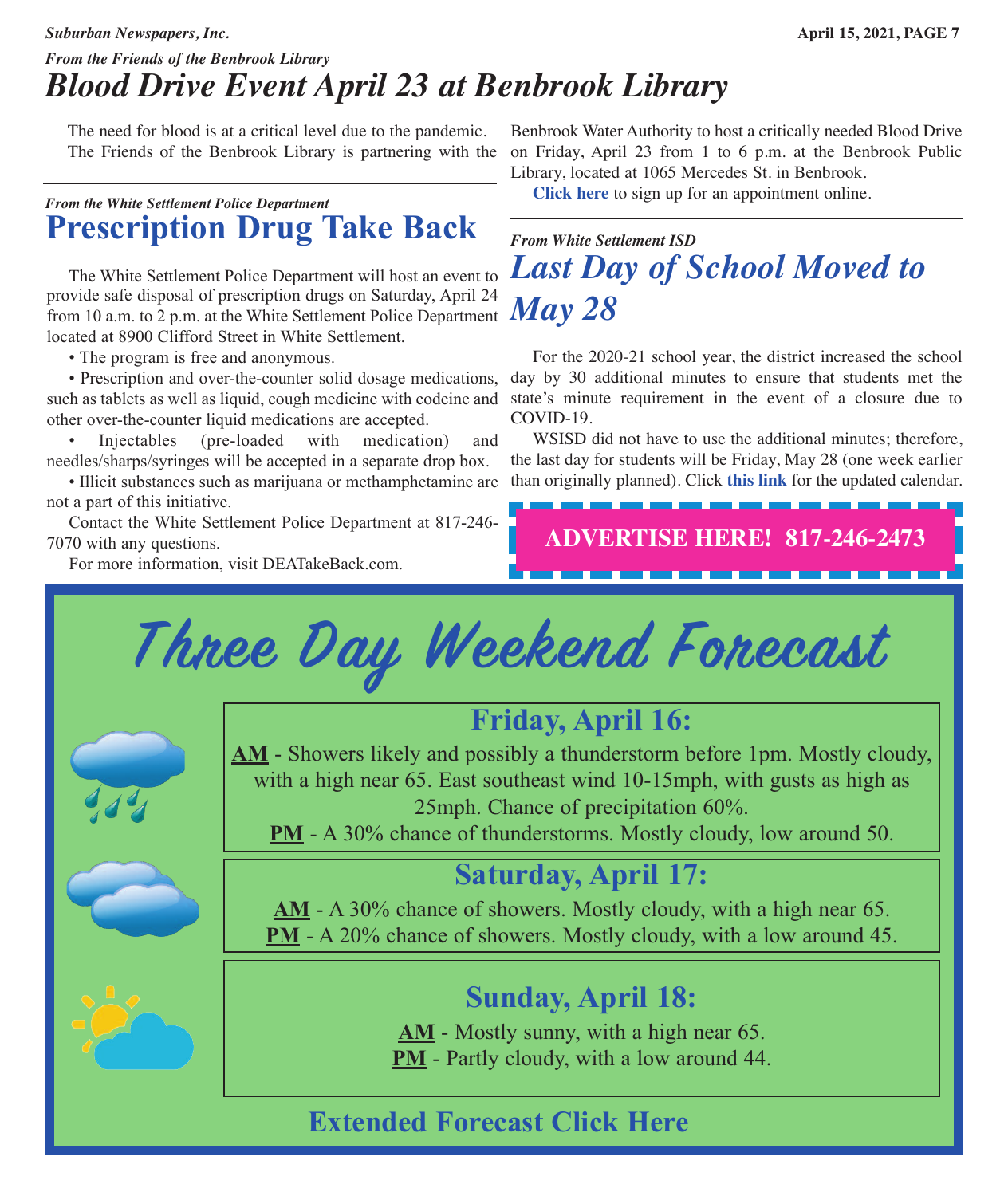*From the Friends of the Benbrook Library*

# *Blood Drive Event April 23 at Benbrook Library*

The need for blood is at a critical level due to the pandemic.

The Friends of the Benbrook Library is partnering with the Benbrook Water Authority to host a critically needed Blood Drive on Friday, April 23 from 1 to 6 p.m. at the Benbrook Public Library, located at 1065 Mercedes St. in Benbrook.

**Click here** to sign up for an appointment online.

*From the White Settlement Police Department*

## Prescription Drug Take Back

The White Settlement Police Department will host an event to provide safe disposal of prescription drugs on Saturday, April 24 from 10 a.m. to 2 p.m. at the White Settlement Police Department located at 8900 Clifford Street in White Settlement.

- The program is free and anonymous.
- Prescription and over-the-counter solid dosage medications, such as tablets as well as liquid, cough medicine with codeine and other over-the-counter liquid medications are accepted.
- Injectables (pre-loaded with medication) and needles/sharps/syringes will be accepted in a separate drop box.
- Illicit substances such as marijuana or methamphetamine are not a part of this initiative.

Contact the White Settlement Police Department at 817-246-7070 with any questions.

For more information, visit DEATakeBack.com.

*From White Settlement ISD*

## *Last Day of School Moved to May 28*

For the 2020-21 school year, the district increased the school day by 30 additional minutes to ensure that students met the state's minute requirement in the event of a closure due to COVID-19.

WSISD did not have to use the additional minutes; therefore, the last day for students will be Friday, May 28 (one week earlier than originally planned). Click **this link** for the updated calendar.

**ADVERTISE HERE! 817-246-2473**

# Three Day Weekend Forecast

### Friday, April 16:

**AM** - Showers likely and possibly a thunderstorm before 1pm. Mostly cloudy, with a high near 65. East southeast wind 10-15mph, with gusts as high as 25mph. Chance of precipitation 60%.

**PM** - A 30% chance of thunderstorms. Mostly cloudy, low around 50.

### Saturday, April 17:

**AM** - A 30% chance of showers. Mostly cloudy, with a high near 65.

**PM** - A 20% chance of showers. Mostly cloudy, with a low around 45.

### Sunday, April 18:

**AM** - Mostly sunny, with a high near 65.

**PM** - Partly cloudy, with a low around 44.

**Extended Forecast Click Here**